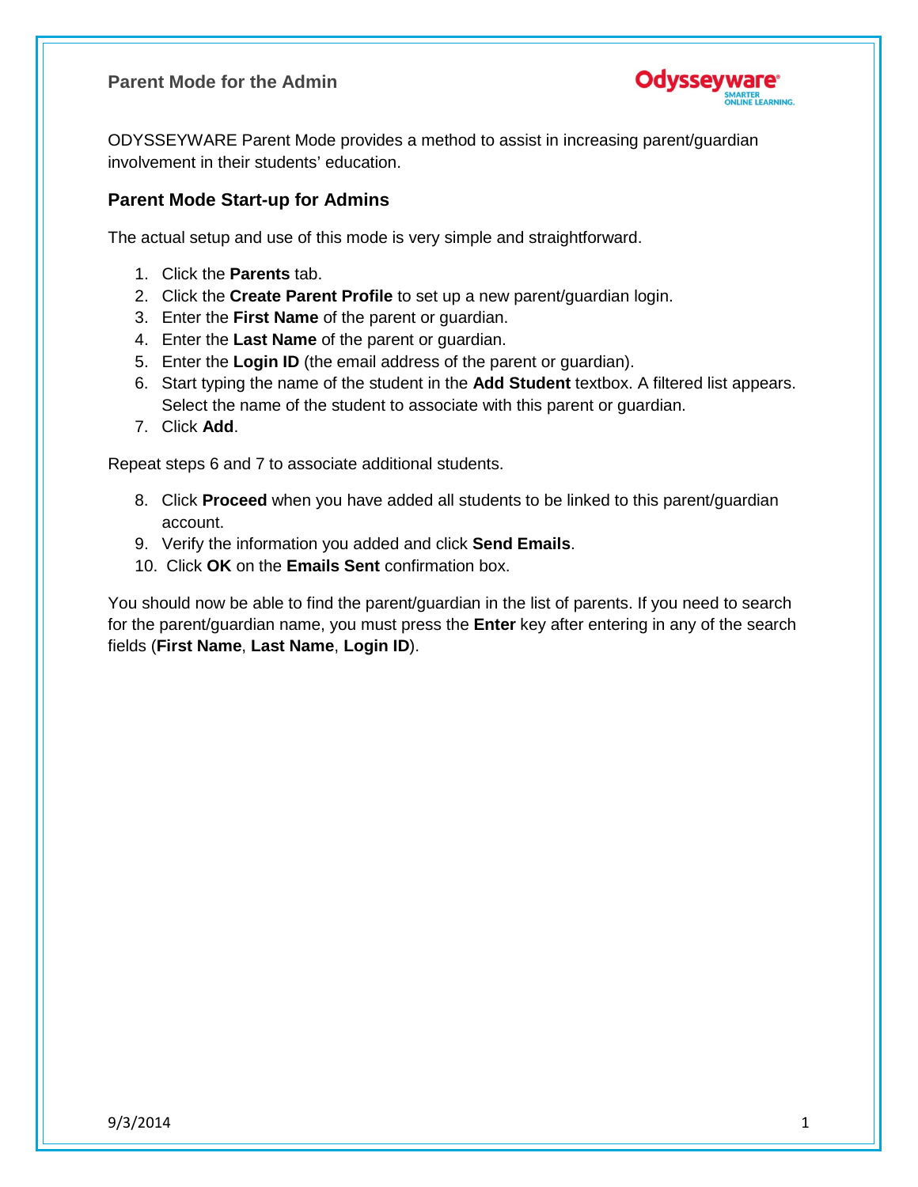# Parent Mode for the Admin

ODYSSEYWARE Parent Mode provides a method to assist in increasing parent/guardian involvement in their students' education.

## Parent Mode Start-up for Admins

The actual setup and use of this mode is very simple and straightforward.

1. Click the **Parents** tab.
2. Click the **Create Parent Profile** to set up a new parent/guardian login.
3. Enter the **First Name** of the parent or guardian.
4. Enter the **Last Name** of the parent or guardian.
5. Enter the **Login ID** (the email address of the parent or guardian).
6. Start typing the name of the student in the **Add Student** textbox. A filtered list appears. Select the name of the student to associate with this parent or guardian.
7. Click **Add**.

Repeat steps 6 and 7 to associate additional students.

8. Click **Proceed** when you have added all students to be linked to this parent/guardian account.
9. Verify the information you added and click **Send Emails**.
10. Click **OK** on the **Emails Sent** confirmation box.

You should now be able to find the parent/guardian in the list of parents. If you need to search for the parent/guardian name, you must press the **Enter** key after entering in any of the search fields (**First Name**, **Last Name**, **Login ID**).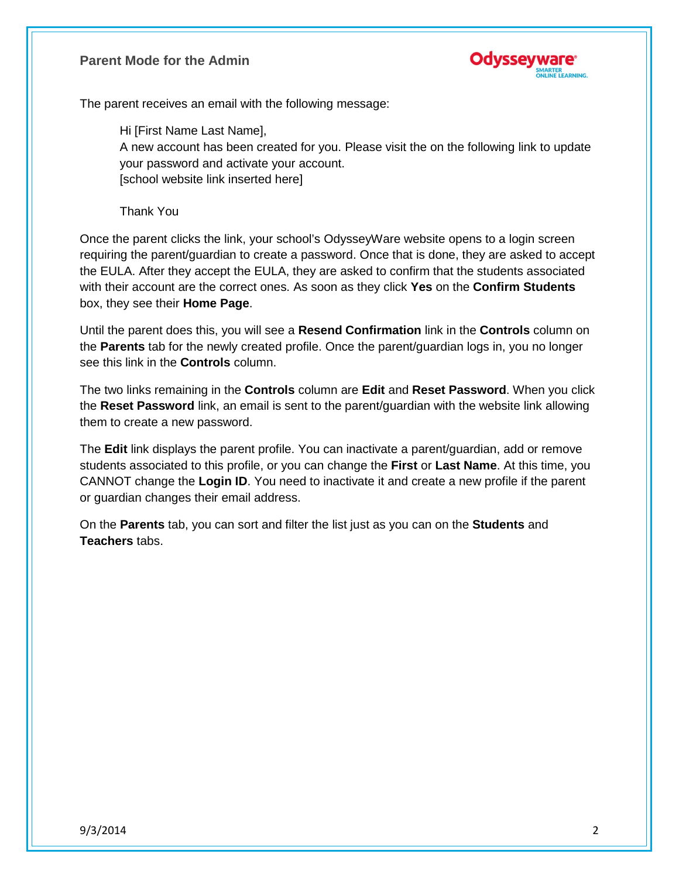The parent receives an email with the following message:

> Hi [First Name Last Name],
> A new account has been created for you. Please visit the on the following link to update your password and activate your account.
> [school website link inserted here]
>
> Thank You

Once the parent clicks the link, your school's OdysseyWare website opens to a login screen requiring the parent/guardian to create a password. Once that is done, they are asked to accept the EULA. After they accept the EULA, they are asked to confirm that the students associated with their account are the correct ones. As soon as they click **Yes** on the **Confirm Students** box, they see their **Home Page**.

Until the parent does this, you will see a **Resend Confirmation** link in the **Controls** column on the **Parents** tab for the newly created profile. Once the parent/guardian logs in, you no longer see this link in the **Controls** column.

The two links remaining in the **Controls** column are **Edit** and **Reset Password**. When you click the **Reset Password** link, an email is sent to the parent/guardian with the website link allowing them to create a new password.

The **Edit** link displays the parent profile. You can inactivate a parent/guardian, add or remove students associated to this profile, or you can change the **First** or **Last Name**. At this time, you CANNOT change the **Login ID**. You need to inactivate it and create a new profile if the parent or guardian changes their email address.

On the **Parents** tab, you can sort and filter the list just as you can on the **Students** and **Teachers** tabs.